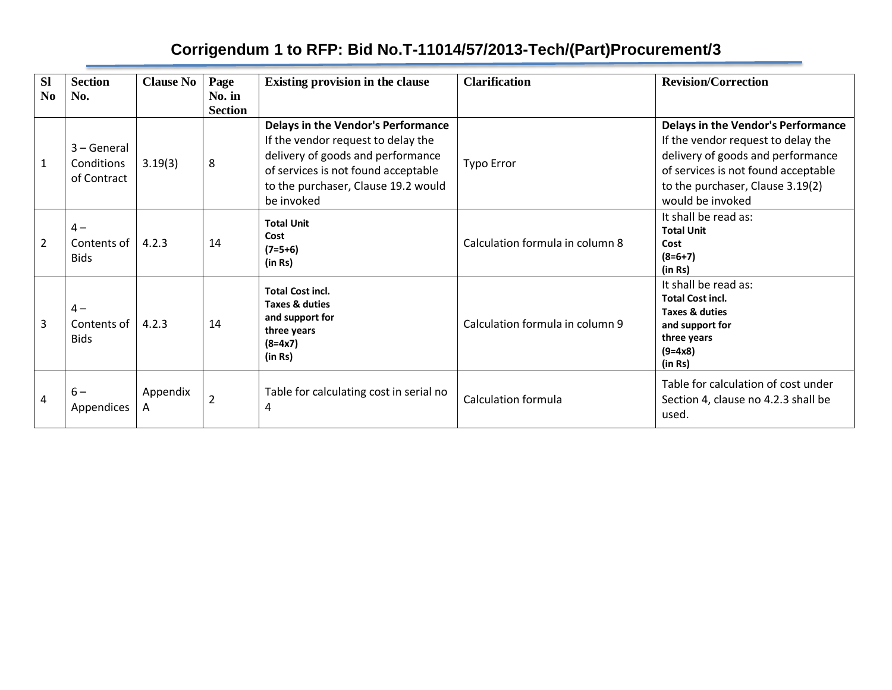# Corrigendum 1 to RFP: Bid No.T-11014/57/2013-Tech/(Part)Procurement/3

| Sl No | Section No. | Clause No | Page No. in Section | Existing provision in the clause | Clarification | Revision/Correction |
|---|---|---|---|---|---|---|
| 1 | 3 – General Conditions of Contract | 3.19(3) | 8 | **Delays in the Vendor's Performance** If the vendor request to delay the delivery of goods and performance of services is not found acceptable to the purchaser, Clause 19.2 would be invoked | Typo Error | **Delays in the Vendor's Performance** If the vendor request to delay the delivery of goods and performance of services is not found acceptable to the purchaser, Clause 3.19(2) would be invoked |
| 2 | 4 – Contents of Bids | 4.2.3 | 14 | **Total Unit Cost (7=5+6) (in Rs)** | Calculation formula in column 8 | It shall be read as: **Total Unit Cost (8=6+7) (in Rs)** |
| 3 | 4 – Contents of Bids | 4.2.3 | 14 | **Total Cost incl. Taxes & duties and support for three years (8=4x7) (in Rs)** | Calculation formula in column 9 | It shall be read as: **Total Cost incl. Taxes & duties and support for three years (9=4x8) (in Rs)** |
| 4 | 6 – Appendices | Appendix A | 2 | Table for calculating cost in serial no 4 | Calculation formula | Table for calculation of cost under Section 4, clause no 4.2.3 shall be used. |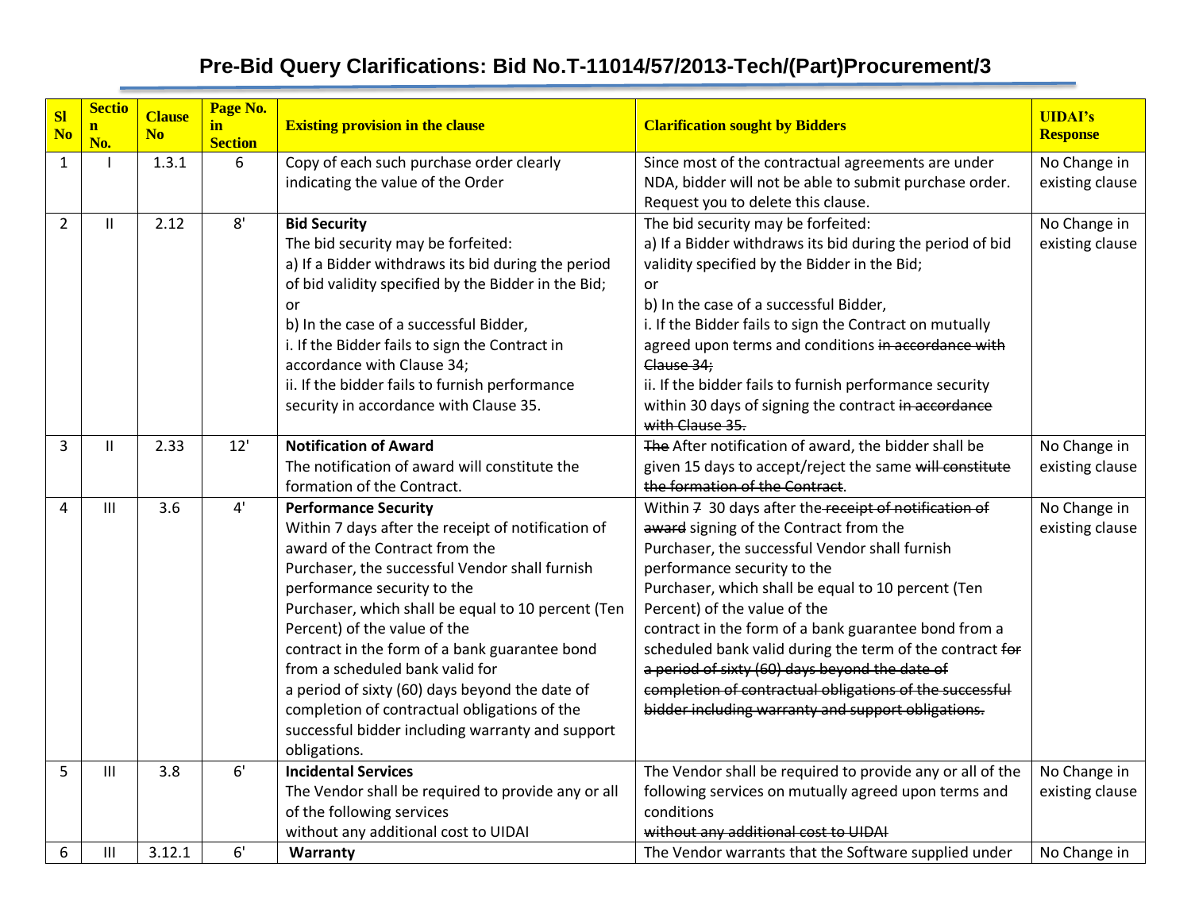# Pre-Bid Query Clarifications: Bid No.T-11014/57/2013-Tech/(Part)Procurement/3

| Sl No | Section No. | Clause No | Page No. in Section | Existing provision in the clause | Clarification sought by Bidders | UIDAI's Response |
|---|---|---|---|---|---|---|
| 1 | I | 1.3.1 | 6 | Copy of each such purchase order clearly indicating the value of the Order | Since most of the contractual agreements are under NDA, bidder will not be able to submit purchase order. Request you to delete this clause. | No Change in existing clause |
| 2 | II | 2.12 | 8' | **Bid Security**<br>The bid security may be forfeited:<br>a) If a Bidder withdraws its bid during the period of bid validity specified by the Bidder in the Bid;<br>or<br>b) In the case of a successful Bidder,<br>i. If the Bidder fails to sign the Contract in accordance with Clause 34;<br>ii. If the bidder fails to furnish performance security in accordance with Clause 35. | The bid security may be forfeited:<br>a) If a Bidder withdraws its bid during the period of bid validity specified by the Bidder in the Bid;<br>or<br>b) In the case of a successful Bidder,<br>i. If the Bidder fails to sign the Contract on mutually agreed upon terms and conditions ~~in accordance with Clause 34;~~<br>ii. If the bidder fails to furnish performance security within 30 days of signing the contract ~~in accordance with Clause 35.~~ | No Change in existing clause |
| 3 | II | 2.33 | 12' | **Notification of Award**<br>The notification of award will constitute the formation of the Contract. | ~~The~~ After notification of award, the bidder shall be given 15 days to accept/reject the same ~~will constitute the formation of the Contract~~. | No Change in existing clause |
| 4 | III | 3.6 | 4' | **Performance Security**<br>Within 7 days after the receipt of notification of award of the Contract from the Purchaser, the successful Vendor shall furnish performance security to the Purchaser, which shall be equal to 10 percent (Ten Percent) of the value of the contract in the form of a bank guarantee bond from a scheduled bank valid for a period of sixty (60) days beyond the date of completion of contractual obligations of the successful bidder including warranty and support obligations. | Within ~~7~~ 30 days after the ~~receipt of notification of award~~ signing of the Contract from the Purchaser, the successful Vendor shall furnish performance security to the Purchaser, which shall be equal to 10 percent (Ten Percent) of the value of the contract in the form of a bank guarantee bond from a scheduled bank valid during the term of the contract ~~for a period of sixty (60) days beyond the date of completion of contractual obligations of the successful bidder including warranty and support obligations.~~ | No Change in existing clause |
| 5 | III | 3.8 | 6' | **Incidental Services**<br>The Vendor shall be required to provide any or all of the following services without any additional cost to UIDAI | The Vendor shall be required to provide any or all of the following services on mutually agreed upon terms and conditions<br>~~without any additional cost to UIDAI~~ | No Change in existing clause |
| 6 | III | 3.12.1 | 6' | **Warranty** | The Vendor warrants that the Software supplied under | No Change in |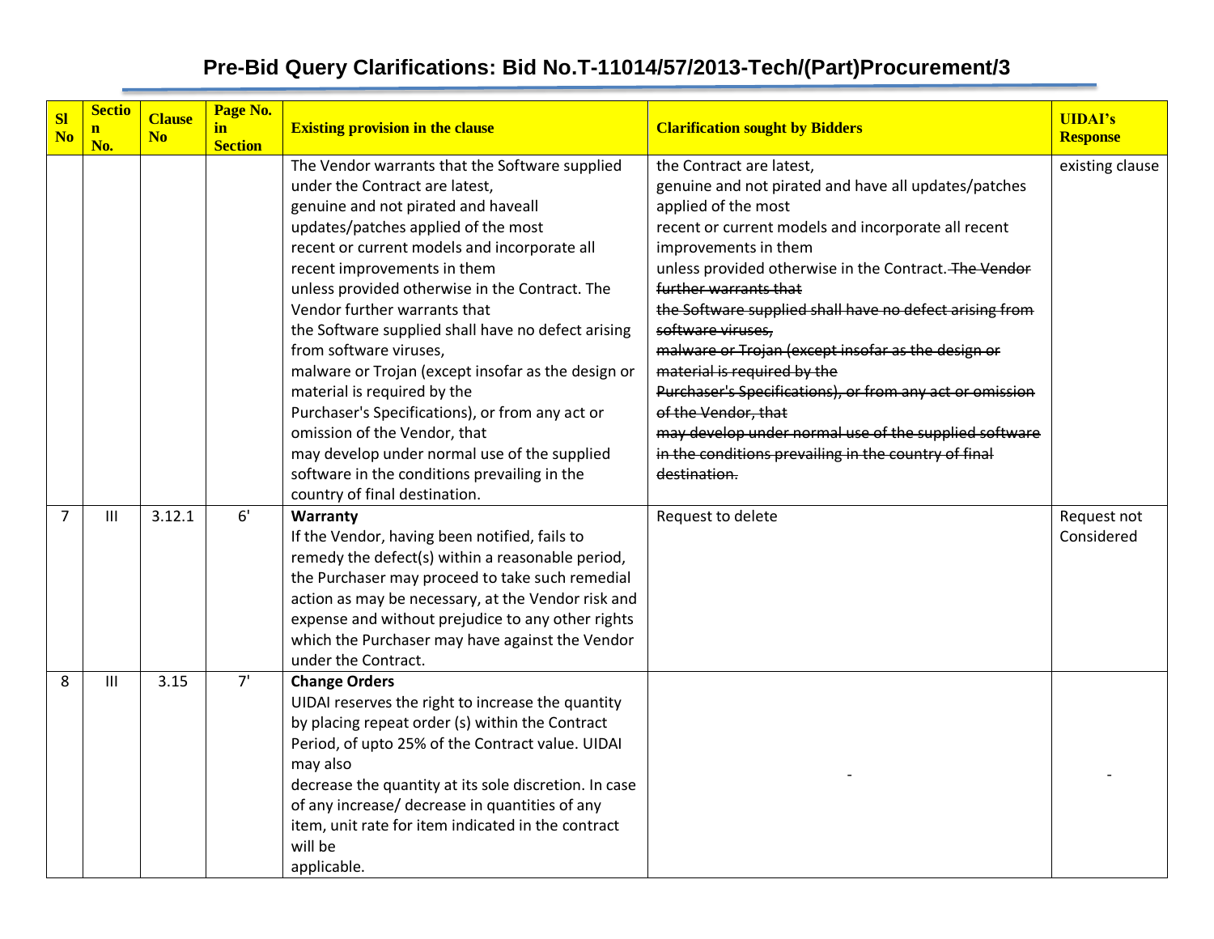# Pre-Bid Query Clarifications: Bid No.T-11014/57/2013-Tech/(Part)Procurement/3

| Sl No | Section No. | Clause No | Page No. in Section | Existing provision in the clause | Clarification sought by Bidders | UIDAI's Response |
|---|---|---|---|---|---|---|
| | | | | The Vendor warrants that the Software supplied under the Contract are latest, genuine and not pirated and haveall updates/patches applied of the most recent or current models and incorporate all recent improvements in them unless provided otherwise in the Contract. The Vendor further warrants that the Software supplied shall have no defect arising from software viruses, malware or Trojan (except insofar as the design or material is required by the Purchaser's Specifications), or from any act or omission of the Vendor, that may develop under normal use of the supplied software in the conditions prevailing in the country of final destination. | the Contract are latest, genuine and not pirated and have all updates/patches applied of the most recent or current models and incorporate all recent improvements in them unless provided otherwise in the Contract. ~~The Vendor further warrants that the Software supplied shall have no defect arising from software viruses, malware or Trojan (except insofar as the design or material is required by the Purchaser's Specifications), or from any act or omission of the Vendor, that may develop under normal use of the supplied software in the conditions prevailing in the country of final destination.~~ | existing clause |
| 7 | III | 3.12.1 | 6' | **Warranty** If the Vendor, having been notified, fails to remedy the defect(s) within a reasonable period, the Purchaser may proceed to take such remedial action as may be necessary, at the Vendor risk and expense and without prejudice to any other rights which the Purchaser may have against the Vendor under the Contract. | Request to delete | Request not Considered |
| 8 | III | 3.15 | 7' | **Change Orders** UIDAI reserves the right to increase the quantity by placing repeat order (s) within the Contract Period, of upto 25% of the Contract value. UIDAI may also decrease the quantity at its sole discretion. In case of any increase/ decrease in quantities of any item, unit rate for item indicated in the contract will be applicable. | - | - |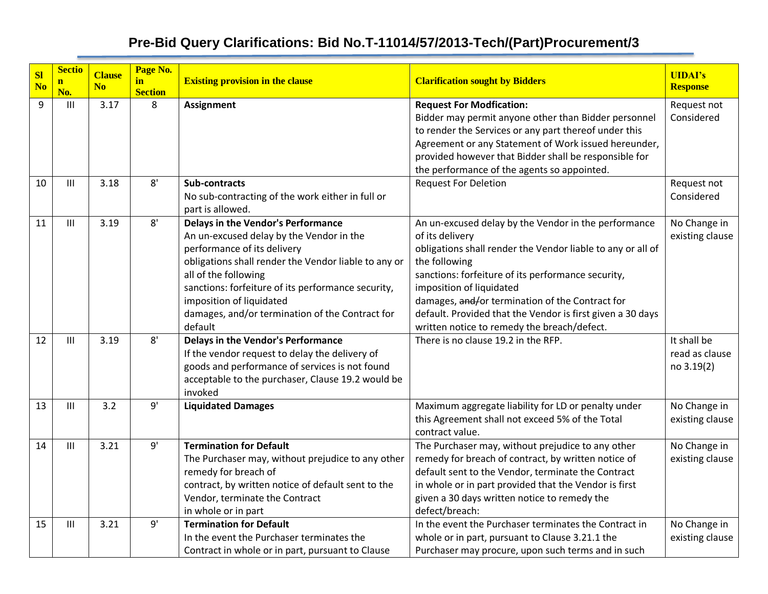## Pre-Bid Query Clarifications: Bid No.T-11014/57/2013-Tech/(Part)Procurement/3

| Sl No | Section No. | Clause No | Page No. in Section | Existing provision in the clause | Clarification sought by Bidders | UIDAI's Response |
|---|---|---|---|---|---|---|
| 9 | III | 3.17 | 8 | **Assignment** | **Request For Modfication:** Bidder may permit anyone other than Bidder personnel to render the Services or any part thereof under this Agreement or any Statement of Work issued hereunder, provided however that Bidder shall be responsible for the performance of the agents so appointed. | Request not Considered |
| 10 | III | 3.18 | 8' | **Sub-contracts** No sub-contracting of the work either in full or part is allowed. | Request For Deletion | Request not Considered |
| 11 | III | 3.19 | 8' | **Delays in the Vendor's Performance** An un-excused delay by the Vendor in the performance of its delivery obligations shall render the Vendor liable to any or all of the following sanctions: forfeiture of its performance security, imposition of liquidated damages, and/or termination of the Contract for default | An un-excused delay by the Vendor in the performance of its delivery obligations shall render the Vendor liable to any or all of the following sanctions: forfeiture of its performance security, imposition of liquidated damages, ~~and~~/or termination of the Contract for default. Provided that the Vendor is first given a 30 days written notice to remedy the breach/defect. | No Change in existing clause |
| 12 | III | 3.19 | 8' | **Delays in the Vendor's Performance** If the vendor request to delay the delivery of goods and performance of services is not found acceptable to the purchaser, Clause 19.2 would be invoked | There is no clause 19.2 in the RFP. | It shall be read as clause no 3.19(2) |
| 13 | III | 3.2 | 9' | **Liquidated Damages** | Maximum aggregate liability for LD or penalty under this Agreement shall not exceed 5% of the Total contract value. | No Change in existing clause |
| 14 | III | 3.21 | 9' | **Termination for Default** The Purchaser may, without prejudice to any other remedy for breach of contract, by written notice of default sent to the Vendor, terminate the Contract in whole or in part | The Purchaser may, without prejudice to any other remedy for breach of contract, by written notice of default sent to the Vendor, terminate the Contract in whole or in part provided that the Vendor is first given a 30 days written notice to remedy the defect/breach: | No Change in existing clause |
| 15 | III | 3.21 | 9' | **Termination for Default** In the event the Purchaser terminates the Contract in whole or in part, pursuant to Clause | In the event the Purchaser terminates the Contract in whole or in part, pursuant to Clause 3.21.1 the Purchaser may procure, upon such terms and in such | No Change in existing clause |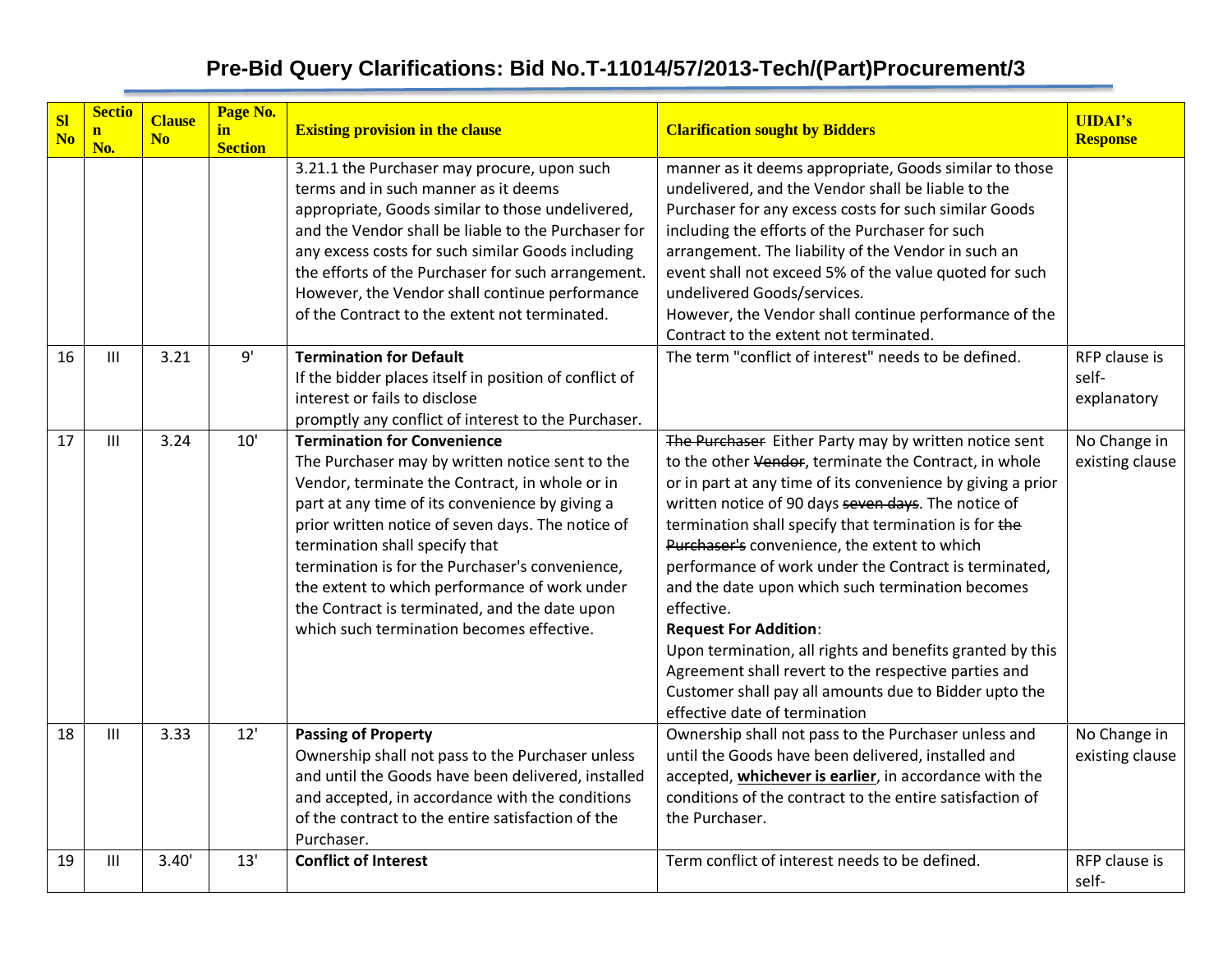## Pre-Bid Query Clarifications: Bid No.T-11014/57/2013-Tech/(Part)Procurement/3

| Sl No | Section No. | Clause No | Page No. in Section | Existing provision in the clause | Clarification sought by Bidders | UIDAI's Response |
|---|---|---|---|---|---|---|
| | | | | 3.21.1 the Purchaser may procure, upon such terms and in such manner as it deems appropriate, Goods similar to those undelivered, and the Vendor shall be liable to the Purchaser for any excess costs for such similar Goods including the efforts of the Purchaser for such arrangement. However, the Vendor shall continue performance of the Contract to the extent not terminated. | manner as it deems appropriate, Goods similar to those undelivered, and the Vendor shall be liable to the Purchaser for any excess costs for such similar Goods including the efforts of the Purchaser for such arrangement. The liability of the Vendor in such an event shall not exceed 5% of the value quoted for such undelivered Goods/services.<br>However, the Vendor shall continue performance of the Contract to the extent not terminated. | |
| 16 | III | 3.21 | 9' | **Termination for Default**<br>If the bidder places itself in position of conflict of interest or fails to disclose promptly any conflict of interest to the Purchaser. | The term "conflict of interest" needs to be defined. | RFP clause is self-explanatory |
| 17 | III | 3.24 | 10' | **Termination for Convenience**<br>The Purchaser may by written notice sent to the Vendor, terminate the Contract, in whole or in part at any time of its convenience by giving a prior written notice of seven days. The notice of termination shall specify that termination is for the Purchaser's convenience, the extent to which performance of work under the Contract is terminated, and the date upon which such termination becomes effective. | ~~The Purchaser~~ Either Party may by written notice sent to the other ~~Vendor~~, terminate the Contract, in whole or in part at any time of its convenience by giving a prior written notice of 90 days ~~seven days~~. The notice of termination shall specify that termination is for ~~the Purchaser's~~ convenience, the extent to which performance of work under the Contract is terminated, and the date upon which such termination becomes effective.<br>**Request For Addition**:<br>Upon termination, all rights and benefits granted by this Agreement shall revert to the respective parties and Customer shall pay all amounts due to Bidder upto the effective date of termination | No Change in existing clause |
| 18 | III | 3.33 | 12' | **Passing of Property**<br>Ownership shall not pass to the Purchaser unless and until the Goods have been delivered, installed and accepted, in accordance with the conditions of the contract to the entire satisfaction of the Purchaser. | Ownership shall not pass to the Purchaser unless and until the Goods have been delivered, installed and accepted, **whichever is earlier**, in accordance with the conditions of the contract to the entire satisfaction of the Purchaser. | No Change in existing clause |
| 19 | III | 3.40' | 13' | **Conflict of Interest** | Term conflict of interest needs to be defined. | RFP clause is self- |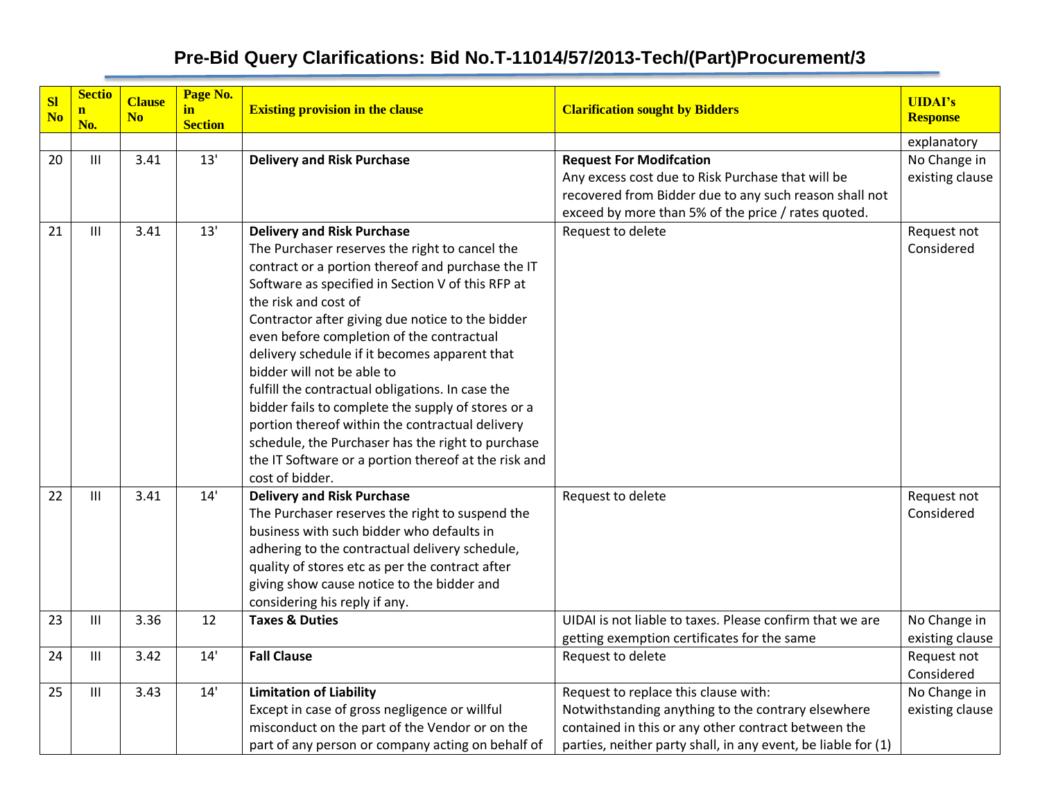## Pre-Bid Query Clarifications: Bid No.T-11014/57/2013-Tech/(Part)Procurement/3

| Sl No | Section No. | Clause No | Page No. in Section | Existing provision in the clause | Clarification sought by Bidders | UIDAI's Response |
|---|---|---|---|---|---|---|
| | | | | | | explanatory |
| 20 | III | 3.41 | 13' | **Delivery and Risk Purchase** | **Request For Modifcation**<br>Any excess cost due to Risk Purchase that will be recovered from Bidder due to any such reason shall not exceed by more than 5% of the price / rates quoted. | No Change in existing clause |
| 21 | III | 3.41 | 13' | **Delivery and Risk Purchase**<br>The Purchaser reserves the right to cancel the contract or a portion thereof and purchase the IT Software as specified in Section V of this RFP at the risk and cost of<br>Contractor after giving due notice to the bidder even before completion of the contractual delivery schedule if it becomes apparent that bidder will not be able to<br>fulfill the contractual obligations. In case the bidder fails to complete the supply of stores or a portion thereof within the contractual delivery schedule, the Purchaser has the right to purchase the IT Software or a portion thereof at the risk and cost of bidder. | Request to delete | Request not Considered |
| 22 | III | 3.41 | 14' | **Delivery and Risk Purchase**<br>The Purchaser reserves the right to suspend the business with such bidder who defaults in adhering to the contractual delivery schedule, quality of stores etc as per the contract after giving show cause notice to the bidder and considering his reply if any. | Request to delete | Request not Considered |
| 23 | III | 3.36 | 12 | **Taxes & Duties** | UIDAI is not liable to taxes. Please confirm that we are getting exemption certificates for the same | No Change in existing clause |
| 24 | III | 3.42 | 14' | **Fall Clause** | Request to delete | Request not Considered |
| 25 | III | 3.43 | 14' | **Limitation of Liability**<br>Except in case of gross negligence or willful misconduct on the part of the Vendor or on the part of any person or company acting on behalf of | Request to replace this clause with:<br>Notwithstanding anything to the contrary elsewhere contained in this or any other contract between the parties, neither party shall, in any event, be liable for (1) | No Change in existing clause |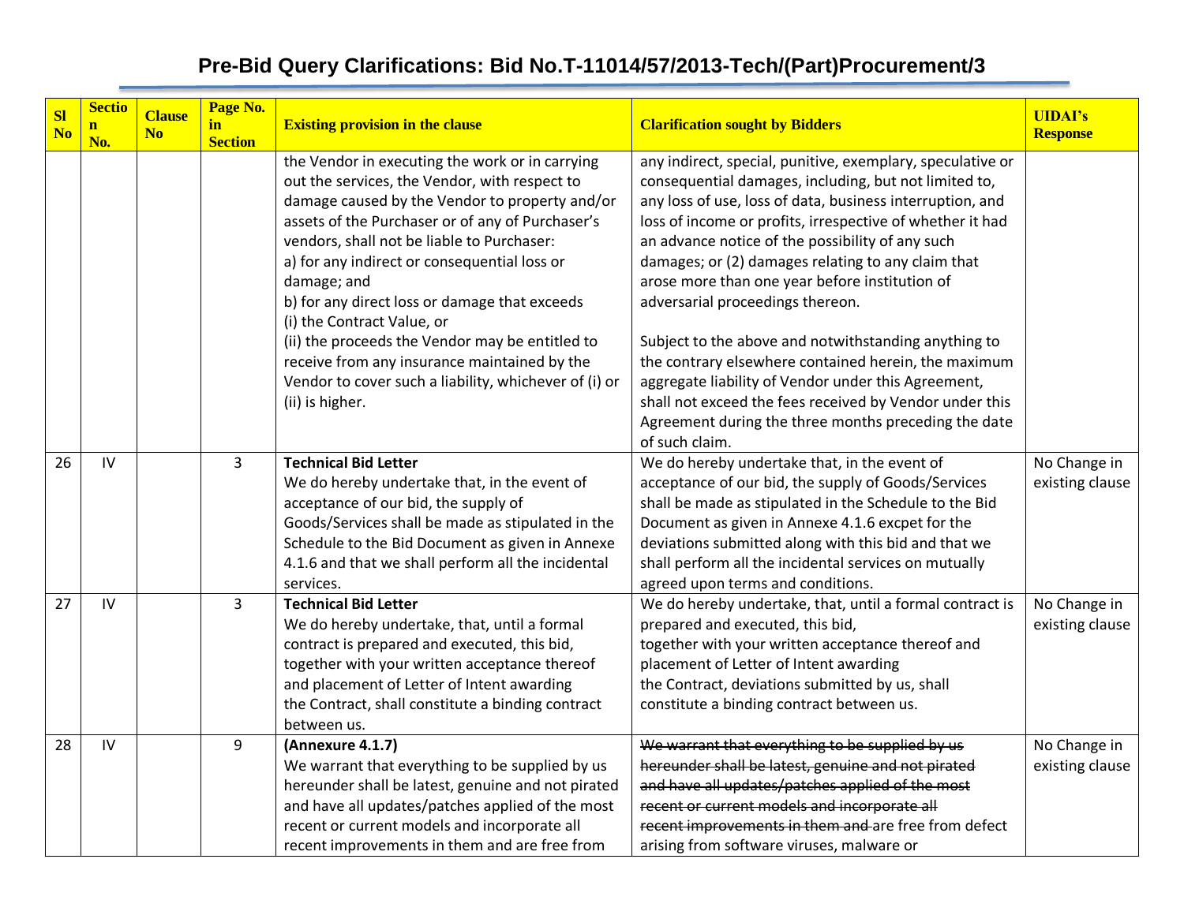## Pre-Bid Query Clarifications: Bid No.T-11014/57/2013-Tech/(Part)Procurement/3

| Sl No | Section No. | Clause No | Page No. in Section | Existing provision in the clause | Clarification sought by Bidders | UIDAI's Response |
|---|---|---|---|---|---|---|
| | | | | the Vendor in executing the work or in carrying out the services, the Vendor, with respect to damage caused by the Vendor to property and/or assets of the Purchaser or of any of Purchaser's vendors, shall not be liable to Purchaser:<br>a) for any indirect or consequential loss or damage; and<br>b) for any direct loss or damage that exceeds<br>(i) the Contract Value, or<br>(ii) the proceeds the Vendor may be entitled to receive from any insurance maintained by the Vendor to cover such a liability, whichever of (i) or (ii) is higher. | any indirect, special, punitive, exemplary, speculative or consequential damages, including, but not limited to, any loss of use, loss of data, business interruption, and loss of income or profits, irrespective of whether it had an advance notice of the possibility of any such damages; or (2) damages relating to any claim that arose more than one year before institution of adversarial proceedings thereon.<br><br>Subject to the above and notwithstanding anything to the contrary elsewhere contained herein, the maximum aggregate liability of Vendor under this Agreement, shall not exceed the fees received by Vendor under this Agreement during the three months preceding the date of such claim. | |
| 26 | IV | | 3 | **Technical Bid Letter**<br>We do hereby undertake that, in the event of acceptance of our bid, the supply of Goods/Services shall be made as stipulated in the Schedule to the Bid Document as given in Annexe 4.1.6 and that we shall perform all the incidental services. | We do hereby undertake that, in the event of acceptance of our bid, the supply of Goods/Services shall be made as stipulated in the Schedule to the Bid Document as given in Annexe 4.1.6 excpet for the deviations submitted along with this bid and that we shall perform all the incidental services on mutually agreed upon terms and conditions. | No Change in existing clause |
| 27 | IV | | 3 | **Technical Bid Letter**<br>We do hereby undertake, that, until a formal contract is prepared and executed, this bid, together with your written acceptance thereof and placement of Letter of Intent awarding the Contract, shall constitute a binding contract between us. | We do hereby undertake, that, until a formal contract is prepared and executed, this bid, together with your written acceptance thereof and placement of Letter of Intent awarding the Contract, deviations submitted by us, shall constitute a binding contract between us. | No Change in existing clause |
| 28 | IV | | 9 | **(Annexure 4.1.7)**<br>We warrant that everything to be supplied by us hereunder shall be latest, genuine and not pirated and have all updates/patches applied of the most recent or current models and incorporate all recent improvements in them and are free from | ~~We warrant that everything to be supplied by us hereunder shall be latest, genuine and not pirated and have all updates/patches applied of the most recent or current models and incorporate all recent improvements in them and~~ are free from defect arising from software viruses, malware or | No Change in existing clause |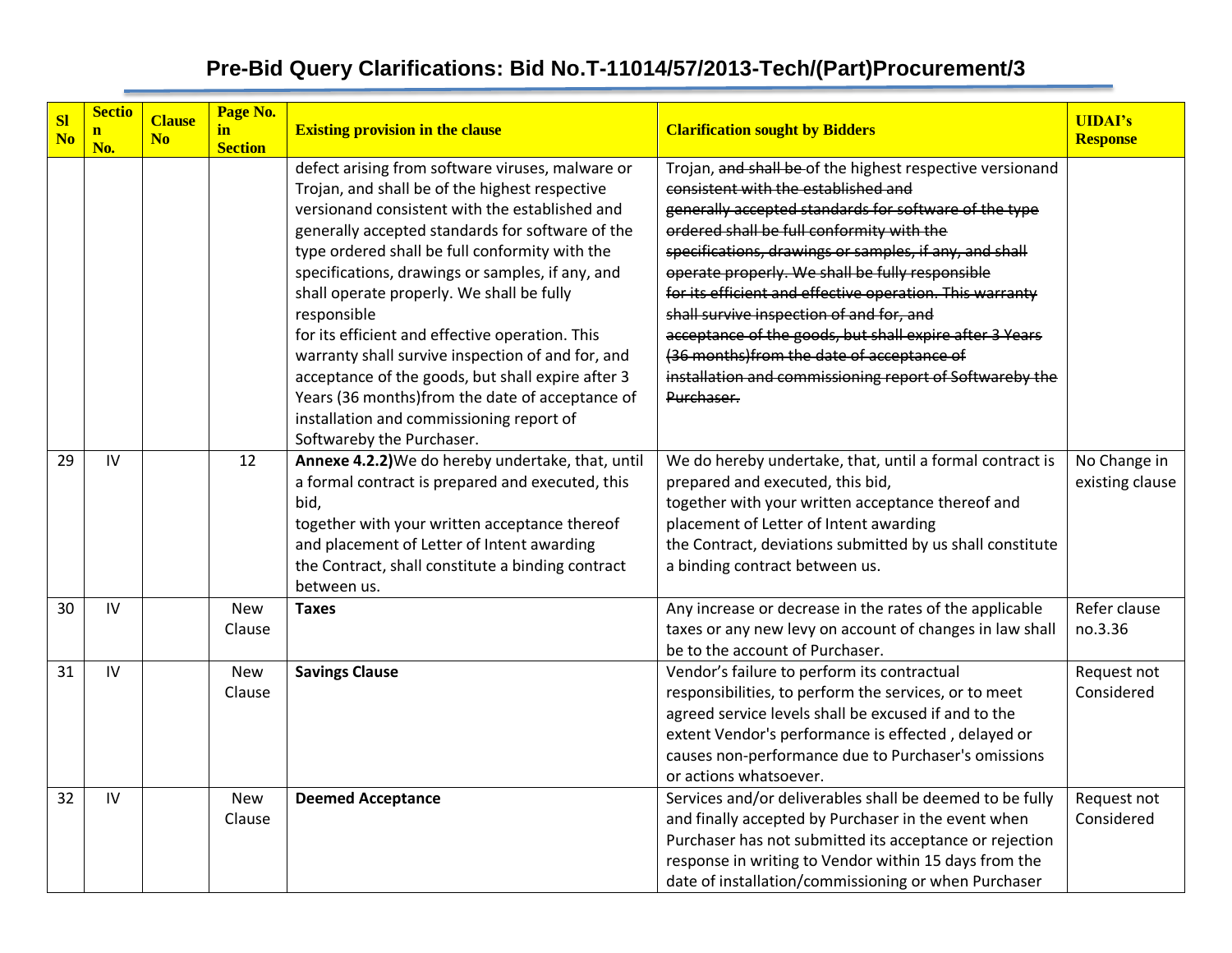# Pre-Bid Query Clarifications: Bid No.T-11014/57/2013-Tech/(Part)Procurement/3

| Sl No | Section No. | Clause No | Page No. in Section | Existing provision in the clause | Clarification sought by Bidders | UIDAI's Response |
|---|---|---|---|---|---|---|
| | | | | defect arising from software viruses, malware or Trojan, and shall be of the highest respective versionand consistent with the established and generally accepted standards for software of the type ordered shall be full conformity with the specifications, drawings or samples, if any, and shall operate properly. We shall be fully responsible for its efficient and effective operation. This warranty shall survive inspection of and for, and acceptance of the goods, but shall expire after 3 Years (36 months)from the date of acceptance of installation and commissioning report of Softwareby the Purchaser. | Trojan, ~~and shall be~~ of the highest respective versionand ~~consistent with the established and generally accepted standards for software of the type ordered shall be full conformity with the specifications, drawings or samples, if any, and shall operate properly. We shall be fully responsible for its efficient and effective operation. This warranty shall survive inspection of and for, and acceptance of the goods, but shall expire after 3 Years (36 months)from the date of acceptance of installation and commissioning report of Softwareby the Purchaser.~~ | |
| 29 | IV | | 12 | **Annexe 4.2.2)**We do hereby undertake, that, until a formal contract is prepared and executed, this bid, together with your written acceptance thereof and placement of Letter of Intent awarding the Contract, shall constitute a binding contract between us. | We do hereby undertake, that, until a formal contract is prepared and executed, this bid, together with your written acceptance thereof and placement of Letter of Intent awarding the Contract, deviations submitted by us shall constitute a binding contract between us. | No Change in existing clause |
| 30 | IV | | New Clause | **Taxes** | Any increase or decrease in the rates of the applicable taxes or any new levy on account of changes in law shall be to the account of Purchaser. | Refer clause no.3.36 |
| 31 | IV | | New Clause | **Savings Clause** | Vendor's failure to perform its contractual responsibilities, to perform the services, or to meet agreed service levels shall be excused if and to the extent Vendor's performance is effected , delayed or causes non-performance due to Purchaser's omissions or actions whatsoever. | Request not Considered |
| 32 | IV | | New Clause | **Deemed Acceptance** | Services and/or deliverables shall be deemed to be fully and finally accepted by Purchaser in the event when Purchaser has not submitted its acceptance or rejection response in writing to Vendor within 15 days from the date of installation/commissioning or when Purchaser | Request not Considered |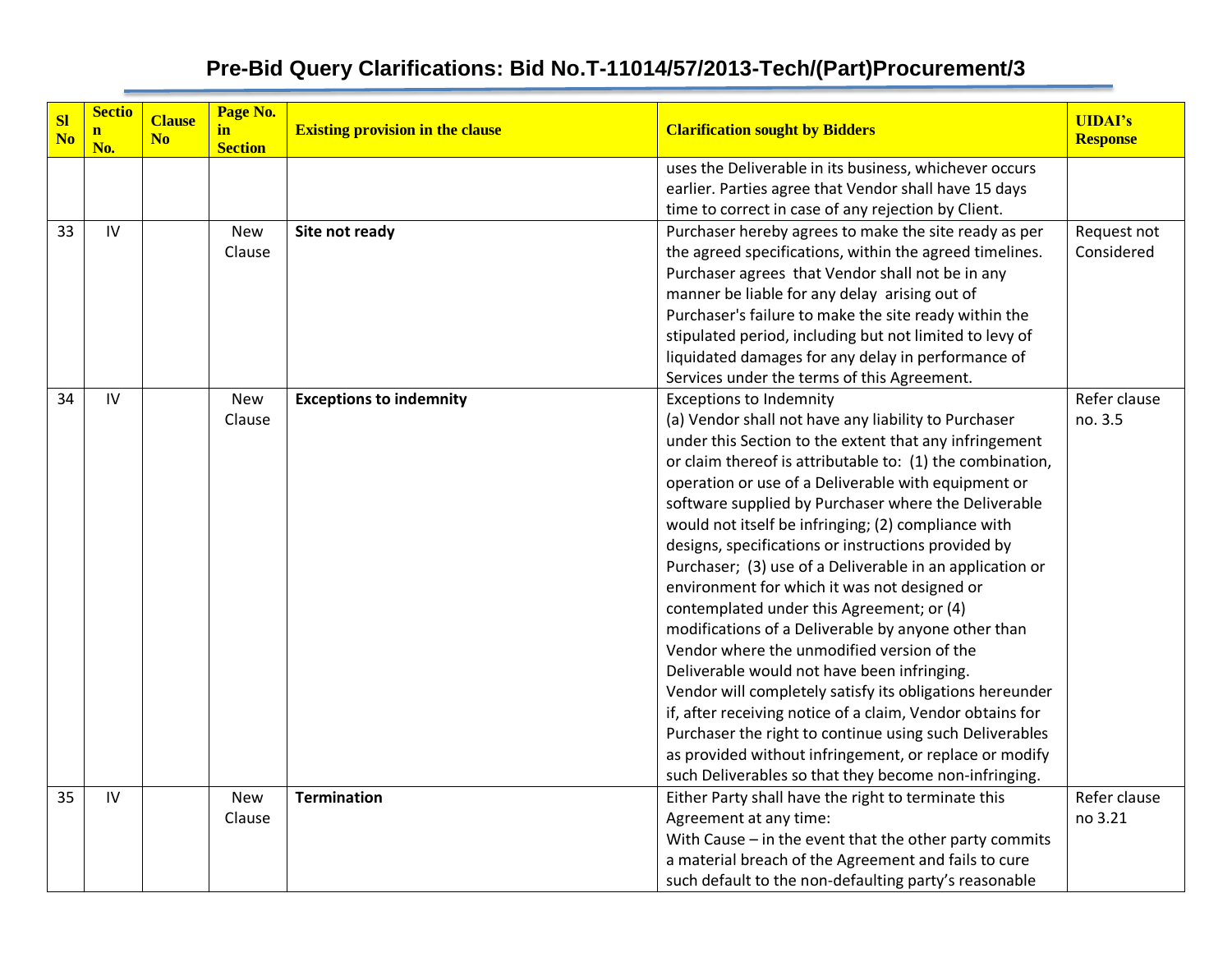# Pre-Bid Query Clarifications: Bid No.T-11014/57/2013-Tech/(Part)Procurement/3

| Sl No | Section No. | Clause No | Page No. in Section | Existing provision in the clause | Clarification sought by Bidders | UIDAI's Response |
|---|---|---|---|---|---|---|
| | | | | | uses the Deliverable in its business, whichever occurs earlier. Parties agree that Vendor shall have 15 days time to correct in case of any rejection by Client. | |
| 33 | IV | | New Clause | **Site not ready** | Purchaser hereby agrees to make the site ready as per the agreed specifications, within the agreed timelines. Purchaser agrees that Vendor shall not be in any manner be liable for any delay arising out of Purchaser's failure to make the site ready within the stipulated period, including but not limited to levy of liquidated damages for any delay in performance of Services under the terms of this Agreement. | Request not Considered |
| 34 | IV | | New Clause | **Exceptions to indemnity** | Exceptions to Indemnity<br>(a) Vendor shall not have any liability to Purchaser under this Section to the extent that any infringement or claim thereof is attributable to: (1) the combination, operation or use of a Deliverable with equipment or software supplied by Purchaser where the Deliverable would not itself be infringing; (2) compliance with designs, specifications or instructions provided by Purchaser; (3) use of a Deliverable in an application or environment for which it was not designed or contemplated under this Agreement; or (4) modifications of a Deliverable by anyone other than Vendor where the unmodified version of the Deliverable would not have been infringing.<br>Vendor will completely satisfy its obligations hereunder if, after receiving notice of a claim, Vendor obtains for Purchaser the right to continue using such Deliverables as provided without infringement, or replace or modify such Deliverables so that they become non-infringing. | Refer clause no. 3.5 |
| 35 | IV | | New Clause | **Termination** | Either Party shall have the right to terminate this Agreement at any time:<br>With Cause – in the event that the other party commits a material breach of the Agreement and fails to cure such default to the non-defaulting party's reasonable | Refer clause no 3.21 |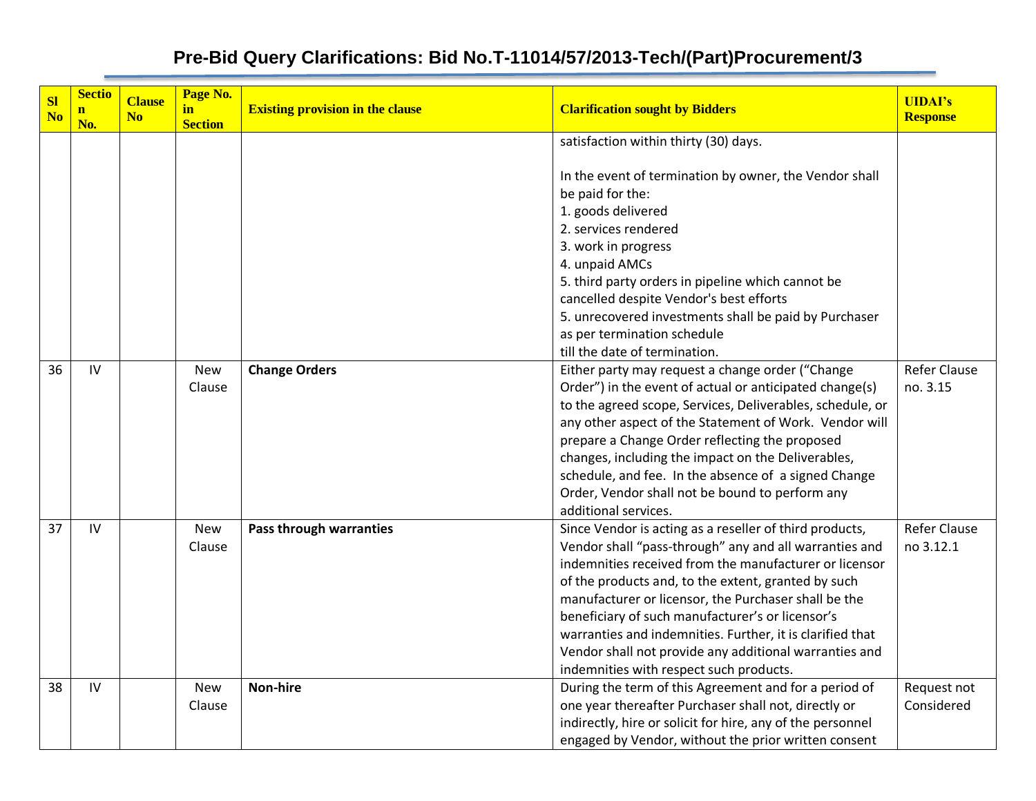# Pre-Bid Query Clarifications: Bid No.T-11014/57/2013-Tech/(Part)Procurement/3

| Sl No | Section No. | Clause No | Page No. in Section | Existing provision in the clause | Clarification sought by Bidders | UIDAI's Response |
|---|---|---|---|---|---|---|
| | | | | | satisfaction within thirty (30) days.<br><br>In the event of termination by owner, the Vendor shall be paid for the:<br>1. goods delivered<br>2. services rendered<br>3. work in progress<br>4. unpaid AMCs<br>5. third party orders in pipeline which cannot be cancelled despite Vendor's best efforts<br>5. unrecovered investments shall be paid by Purchaser as per termination schedule<br>till the date of termination. | |
| 36 | IV | | New Clause | **Change Orders** | Either party may request a change order ("Change Order") in the event of actual or anticipated change(s) to the agreed scope, Services, Deliverables, schedule, or any other aspect of the Statement of Work. Vendor will prepare a Change Order reflecting the proposed changes, including the impact on the Deliverables, schedule, and fee. In the absence of a signed Change Order, Vendor shall not be bound to perform any additional services. | Refer Clause no. 3.15 |
| 37 | IV | | New Clause | **Pass through warranties** | Since Vendor is acting as a reseller of third products, Vendor shall "pass-through" any and all warranties and indemnities received from the manufacturer or licensor of the products and, to the extent, granted by such manufacturer or licensor, the Purchaser shall be the beneficiary of such manufacturer's or licensor's warranties and indemnities. Further, it is clarified that Vendor shall not provide any additional warranties and indemnities with respect such products. | Refer Clause no 3.12.1 |
| 38 | IV | | New Clause | **Non-hire** | During the term of this Agreement and for a period of one year thereafter Purchaser shall not, directly or indirectly, hire or solicit for hire, any of the personnel engaged by Vendor, without the prior written consent | Request not Considered |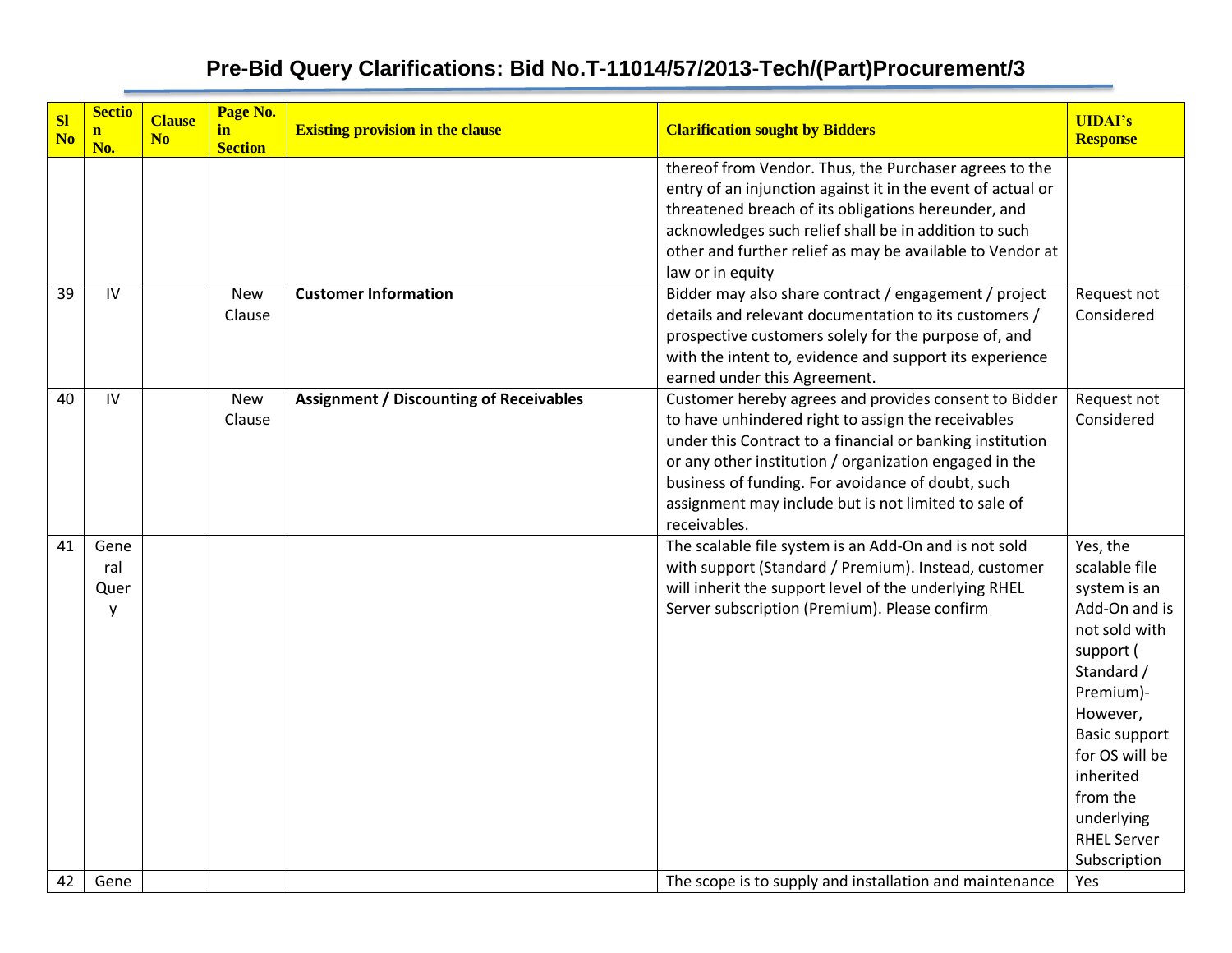# Pre-Bid Query Clarifications: Bid No.T-11014/57/2013-Tech/(Part)Procurement/3

| Sl No | Section No. | Clause No | Page No. in Section | Existing provision in the clause | Clarification sought by Bidders | UIDAI's Response |
|---|---|---|---|---|---|---|
| | | | | | thereof from Vendor. Thus, the Purchaser agrees to the entry of an injunction against it in the event of actual or threatened breach of its obligations hereunder, and acknowledges such relief shall be in addition to such other and further relief as may be available to Vendor at law or in equity | |
| 39 | IV | | New Clause | **Customer Information** | Bidder may also share contract / engagement / project details and relevant documentation to its customers / prospective customers solely for the purpose of, and with the intent to, evidence and support its experience earned under this Agreement. | Request not Considered |
| 40 | IV | | New Clause | **Assignment / Discounting of Receivables** | Customer hereby agrees and provides consent to Bidder to have unhindered right to assign the receivables under this Contract to a financial or banking institution or any other institution / organization engaged in the business of funding. For avoidance of doubt, such assignment may include but is not limited to sale of receivables. | Request not Considered |
| 41 | General Query | | | | The scalable file system is an Add-On and is not sold with support (Standard / Premium). Instead, customer will inherit the support level of the underlying RHEL Server subscription (Premium). Please confirm | Yes, the scalable file system is an Add-On and is not sold with support ( Standard / Premium)- However, Basic support for OS will be inherited from the underlying RHEL Server Subscription |
| 42 | Gene | | | | The scope is to supply and installation and maintenance | Yes |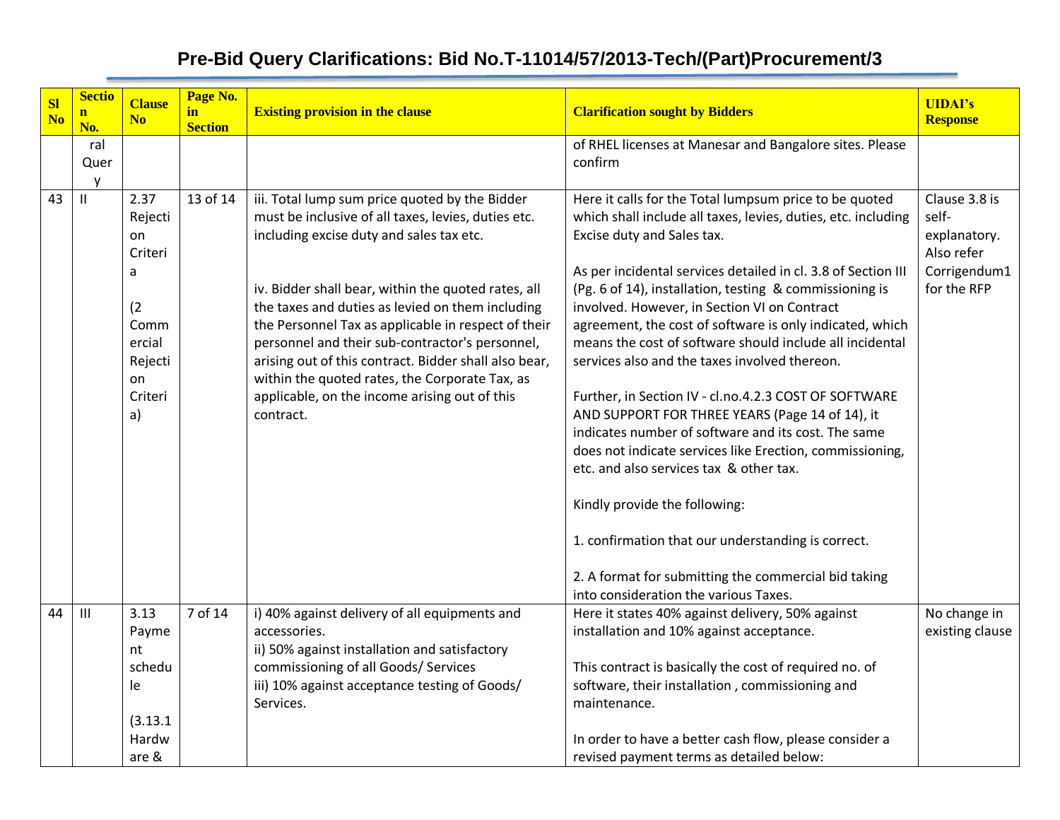# Pre-Bid Query Clarifications: Bid No.T-11014/57/2013-Tech/(Part)Procurement/3

| Sl No | Section No. | Clause No | Page No. in Section | Existing provision in the clause | Clarification sought by Bidders | UIDAI's Response |
|---|---|---|---|---|---|---|
| | ral Query | | | | of RHEL licenses at Manesar and Bangalore sites. Please confirm | |
| 43 | II | 2.37 Rejection Criteria (2 Commercial Rejection Criteria) | 13 of 14 | iii. Total lump sum price quoted by the Bidder must be inclusive of all taxes, levies, duties etc. including excise duty and sales tax etc.<br><br>iv. Bidder shall bear, within the quoted rates, all the taxes and duties as levied on them including the Personnel Tax as applicable in respect of their personnel and their sub-contractor's personnel, arising out of this contract. Bidder shall also bear, within the quoted rates, the Corporate Tax, as applicable, on the income arising out of this contract. | Here it calls for the Total lumpsum price to be quoted which shall include all taxes, levies, duties, etc. including Excise duty and Sales tax.<br><br>As per incidental services detailed in cl. 3.8 of Section III (Pg. 6 of 14), installation, testing & commissioning is involved. However, in Section VI on Contract agreement, the cost of software is only indicated, which means the cost of software should include all incidental services also and the taxes involved thereon.<br><br>Further, in Section IV - cl.no.4.2.3 COST OF SOFTWARE AND SUPPORT FOR THREE YEARS (Page 14 of 14), it indicates number of software and its cost. The same does not indicate services like Erection, commissioning, etc. and also services tax & other tax.<br><br>Kindly provide the following:<br><br>1. confirmation that our understanding is correct.<br><br>2. A format for submitting the commercial bid taking into consideration the various Taxes. | Clause 3.8 is self-explanatory. Also refer Corrigendum1 for the RFP |
| 44 | III | 3.13 Payment schedule (3.13.1 Hardware & | 7 of 14 | i) 40% against delivery of all equipments and accessories.<br>ii) 50% against installation and satisfactory commissioning of all Goods/ Services<br>iii) 10% against acceptance testing of Goods/ Services. | Here it states 40% against delivery, 50% against installation and 10% against acceptance.<br><br>This contract is basically the cost of required no. of software, their installation , commissioning and maintenance.<br><br>In order to have a better cash flow, please consider a revised payment terms as detailed below: | No change in existing clause |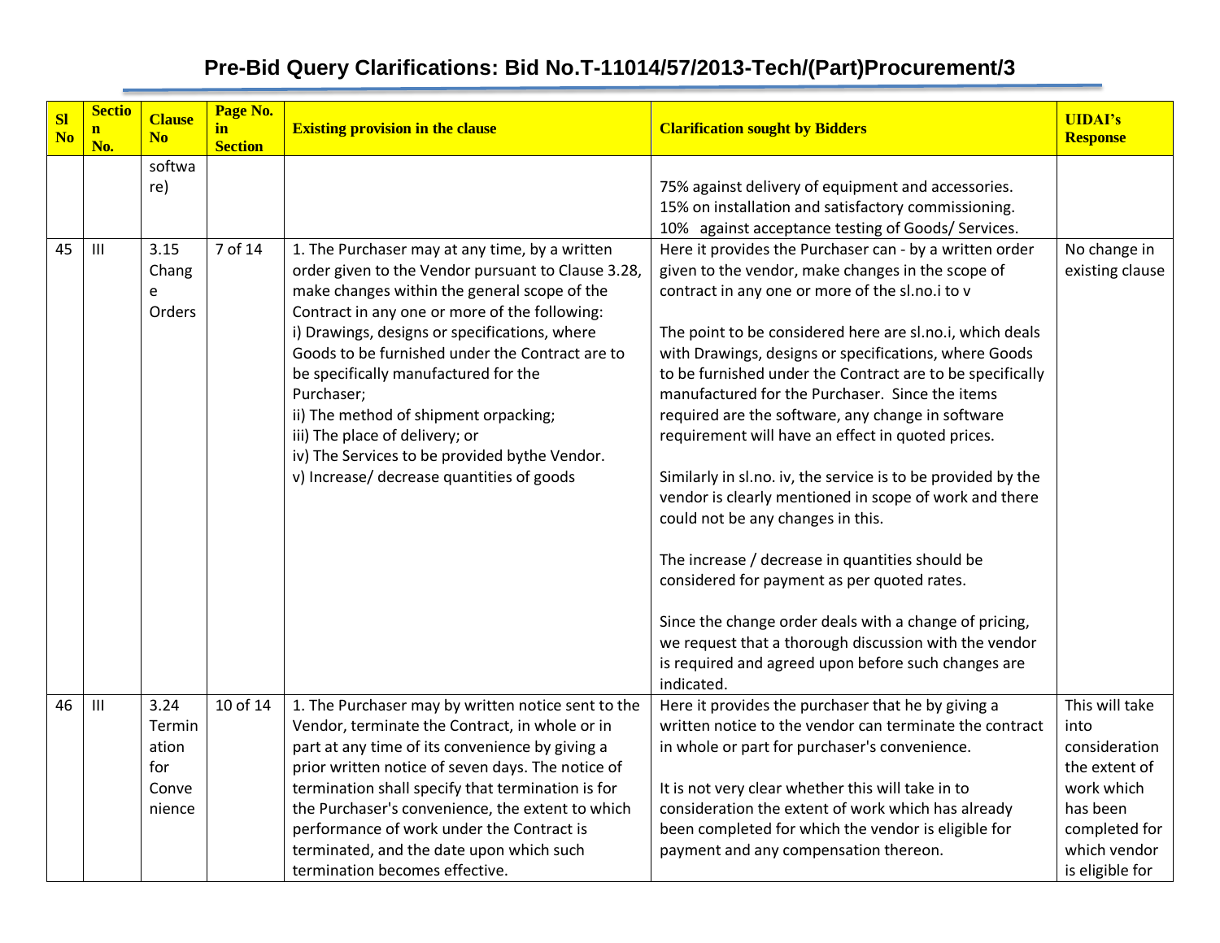## Pre-Bid Query Clarifications: Bid No.T-11014/57/2013-Tech/(Part)Procurement/3

| Sl No | Section No. | Clause No | Page No. in Section | Existing provision in the clause | Clarification sought by Bidders | UIDAI's Response |
|---|---|---|---|---|---|---|
| | | software) | | | 75% against delivery of equipment and accessories.<br>15% on installation and satisfactory commissioning.<br>10% against acceptance testing of Goods/ Services. | |
| 45 | III | 3.15 Change Orders | 7 of 14 | 1. The Purchaser may at any time, by a written order given to the Vendor pursuant to Clause 3.28, make changes within the general scope of the Contract in any one or more of the following:<br>i) Drawings, designs or specifications, where Goods to be furnished under the Contract are to be specifically manufactured for the Purchaser;<br>ii) The method of shipment orpacking;<br>iii) The place of delivery; or<br>iv) The Services to be provided bythe Vendor.<br>v) Increase/ decrease quantities of goods | Here it provides the Purchaser can - by a written order given to the vendor, make changes in the scope of contract in any one or more of the sl.no.i to v<br><br>The point to be considered here are sl.no.i, which deals with Drawings, designs or specifications, where Goods to be furnished under the Contract are to be specifically manufactured for the Purchaser. Since the items required are the software, any change in software requirement will have an effect in quoted prices.<br><br>Similarly in sl.no. iv, the service is to be provided by the vendor is clearly mentioned in scope of work and there could not be any changes in this.<br><br>The increase / decrease in quantities should be considered for payment as per quoted rates.<br><br>Since the change order deals with a change of pricing, we request that a thorough discussion with the vendor is required and agreed upon before such changes are indicated. | No change in existing clause |
| 46 | III | 3.24 Termination for Convenience | 10 of 14 | 1. The Purchaser may by written notice sent to the Vendor, terminate the Contract, in whole or in part at any time of its convenience by giving a prior written notice of seven days. The notice of termination shall specify that termination is for the Purchaser's convenience, the extent to which performance of work under the Contract is terminated, and the date upon which such termination becomes effective. | Here it provides the purchaser that he by giving a written notice to the vendor can terminate the contract in whole or part for purchaser's convenience.<br><br>It is not very clear whether this will take in to consideration the extent of work which has already been completed for which the vendor is eligible for payment and any compensation thereon. | This will take into consideration the extent of work which has been completed for which vendor is eligible for |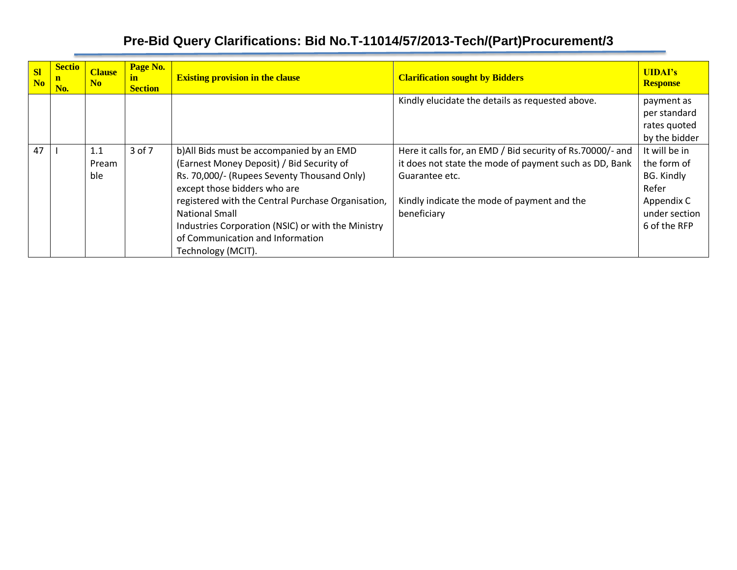## Pre-Bid Query Clarifications: Bid No.T-11014/57/2013-Tech/(Part)Procurement/3

| Sl No | Section No. | Clause No | Page No. in Section | Existing provision in the clause | Clarification sought by Bidders | UIDAI's Response |
|---|---|---|---|---|---|---|
| | | | | | Kindly elucidate the details as requested above. | payment as per standard rates quoted by the bidder |
| 47 | I | 1.1 Preamble | 3 of 7 | b)All Bids must be accompanied by an EMD (Earnest Money Deposit) / Bid Security of Rs. 70,000/- (Rupees Seventy Thousand Only) except those bidders who are registered with the Central Purchase Organisation, National Small Industries Corporation (NSIC) or with the Ministry of Communication and Information Technology (MCIT). | Here it calls for, an EMD / Bid security of Rs.70000/- and it does not state the mode of payment such as DD, Bank Guarantee etc.<br><br>Kindly indicate the mode of payment and the beneficiary | It will be in the form of BG. Kindly Refer Appendix C under section 6 of the RFP |